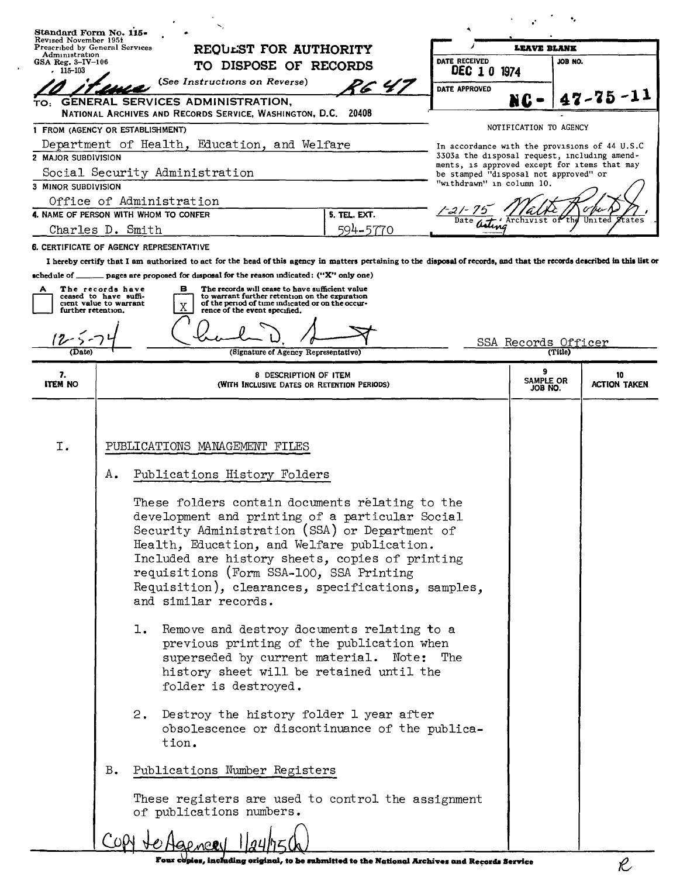Standard Form No. 115
Revised November 1951
Prescribed by General Services Administration
GSA Reg. 3-IV-106
115-103

**REQUEST FOR AUTHORITY TO DISPOSE OF RECORDS**
*(See Instructions on Reverse)*

10 items RG 47

TO: **GENERAL SERVICES ADMINISTRATION,**
NATIONAL ARCHIVES AND RECORDS SERVICE, WASHINGTON, D.C. 20408

| LEAVE BLANK | |
|---|---|
| DATE RECEIVED: DEC 10 1974 | JOB NO. |
| DATE APPROVED | NC - 47-75-11 |

NOTIFICATION TO AGENCY

In accordance with the provisions of 44 U.S.C 3303a the disposal request, including amendments, is approved except for items that may be stamped "disposal not approved" or "withdrawn" in column 10.

1-21-75 — Date — Walter Robertson Jr., Acting Archivist of the United States

1 FROM (AGENCY OR ESTABLISHMENT)
Department of Health, Education, and Welfare

2 MAJOR SUBDIVISION
Social Security Administration

3 MINOR SUBDIVISION
Office of Administration

4. NAME OF PERSON WITH WHOM TO CONFER: Charles D. Smith
5. TEL. EXT.: 594-5770

6. CERTIFICATE OF AGENCY REPRESENTATIVE

I hereby certify that I am authorized to act for the head of this agency in matters pertaining to the disposal of records, and that the records described in this list or schedule of _____ pages are proposed for disposal for the reason indicated: ("X" only one)

A [ ] The records have ceased to have sufficient value to warrant further retention.

B [X] The records will cease to have sufficient value to warrant further retention on the expiration of the period of time indicated or on the occurrence of the event specified.

12-5-74 (Date) — Charles D. Smith (Signature of Agency Representative) — SSA Records Officer (Title)

| 7. ITEM NO | 8 DESCRIPTION OF ITEM (WITH INCLUSIVE DATES OR RETENTION PERIODS) | 9 SAMPLE OR JOB NO. | 10 ACTION TAKEN |
|---|---|---|---|
| I. | PUBLICATIONS MANAGEMENT FILES | | |
| | A. Publications History Folders<br><br>These folders contain documents relating to the development and printing of a particular Social Security Administration (SSA) or Department of Health, Education, and Welfare publication. Included are history sheets, copies of printing requisitions (Form SSA-100, SSA Printing Requisition), clearances, specifications, samples, and similar records.<br><br>1. Remove and destroy documents relating to a previous printing of the publication when superseded by current material. Note: The history sheet will be retained until the folder is destroyed.<br><br>2. Destroy the history folder 1 year after obsolescence or discontinuance of the publication. | | |
| | B. Publications Number Registers<br><br>These registers are used to control the assignment of publications numbers. | | |

Copy to Agency 1/24/75

Four copies, including original, to be submitted to the National Archives and Records Service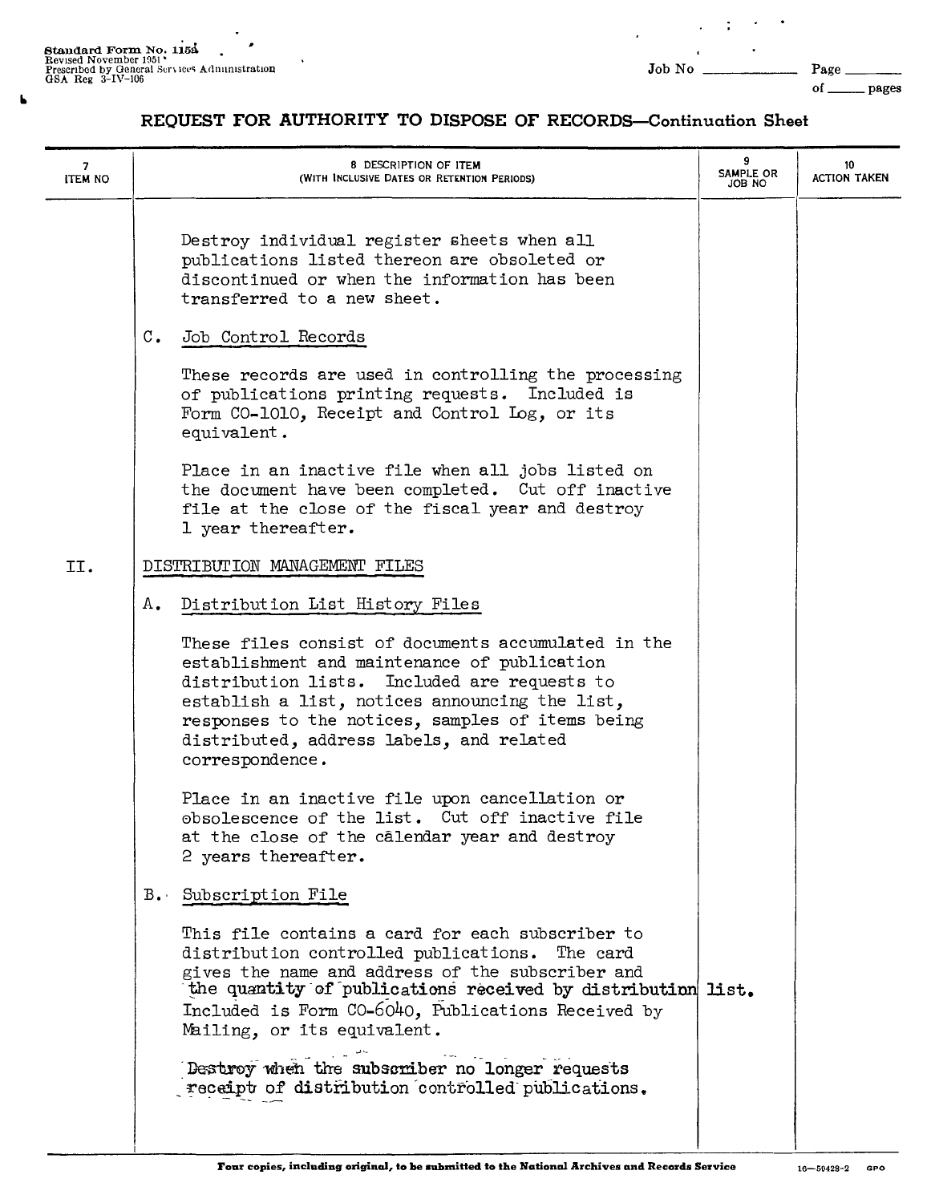## REQUEST FOR AUTHORITY TO DISPOSE OF RECORDS—Continuation Sheet

| 7 ITEM NO | 8 DESCRIPTION OF ITEM (WITH INCLUSIVE DATES OR RETENTION PERIODS) | 9 SAMPLE OR JOB NO | 10 ACTION TAKEN |
|---|---|---|---|
| | Destroy individual register sheets when all publications listed thereon are obsoleted or discontinued or when the information has been transferred to a new sheet. | | |
| | C. Job Control Records | | |
| | These records are used in controlling the processing of publications printing requests. Included is Form CO-1010, Receipt and Control Log, or its equivalent. | | |
| | Place in an inactive file when all jobs listed on the document have been completed. Cut off inactive file at the close of the fiscal year and destroy 1 year thereafter. | | |
| II. | DISTRIBUTION MANAGEMENT FILES | | |
| | A. Distribution List History Files | | |
| | These files consist of documents accumulated in the establishment and maintenance of publication distribution lists. Included are requests to establish a list, notices announcing the list, responses to the notices, samples of items being distributed, address labels, and related correspondence. | | |
| | Place in an inactive file upon cancellation or obsolescence of the list. Cut off inactive file at the close of the calendar year and destroy 2 years thereafter. | | |
| | B. Subscription File | | |
| | This file contains a card for each subscriber to distribution controlled publications. The card gives the name and address of the subscriber and the quantity of publications received by distribution list. Included is Form CO-6040, Publications Received by Mailing, or its equivalent. | | |
| | Destroy when the subscriber no longer requests receipt of distribution controlled publications. | | |

Four copies, including original, to be submitted to the National Archives and Records Service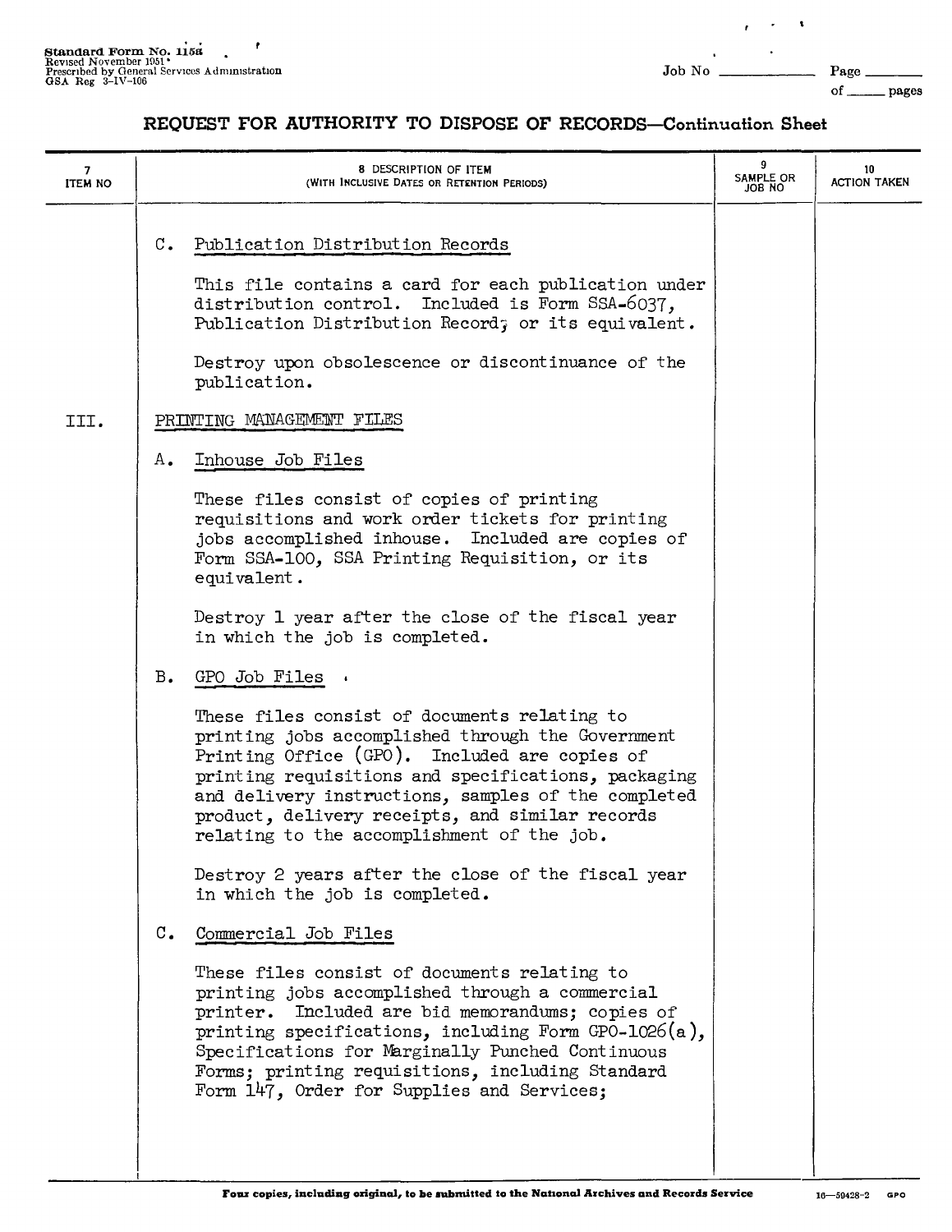Standard Form No. 115a
Revised November 1951
Prescribed by General Services Administration
GSA Reg 3-IV-106

Job No ______ Page ______ of ______ pages

## REQUEST FOR AUTHORITY TO DISPOSE OF RECORDS—Continuation Sheet

| 7 ITEM NO | 8 DESCRIPTION OF ITEM (WITH INCLUSIVE DATES OR RETENTION PERIODS) | 9 SAMPLE OR JOB NO | 10 ACTION TAKEN |
|---|---|---|---|
| | C. Publication Distribution Records<br><br>This file contains a card for each publication under distribution control. Included is Form SSA-6037, Publication Distribution Record, or its equivalent.<br><br>Destroy upon obsolescence or discontinuance of the publication. | | |
| III. | PRINTING MANAGEMENT FILES | | |
| | A. Inhouse Job Files<br><br>These files consist of copies of printing requisitions and work order tickets for printing jobs accomplished inhouse. Included are copies of Form SSA-100, SSA Printing Requisition, or its equivalent.<br><br>Destroy 1 year after the close of the fiscal year in which the job is completed. | | |
| | B. GPO Job Files<br><br>These files consist of documents relating to printing jobs accomplished through the Government Printing Office (GPO). Included are copies of printing requisitions and specifications, packaging and delivery instructions, samples of the completed product, delivery receipts, and similar records relating to the accomplishment of the job.<br><br>Destroy 2 years after the close of the fiscal year in which the job is completed. | | |
| | C. Commercial Job Files<br><br>These files consist of documents relating to printing jobs accomplished through a commercial printer. Included are bid memorandums; copies of printing specifications, including Form GPO-1026(a), Specifications for Marginally Punched Continuous Forms; printing requisitions, including Standard Form 147, Order for Supplies and Services; | | |

Four copies, including original, to be submitted to the National Archives and Records Service

16—59428-2 GPO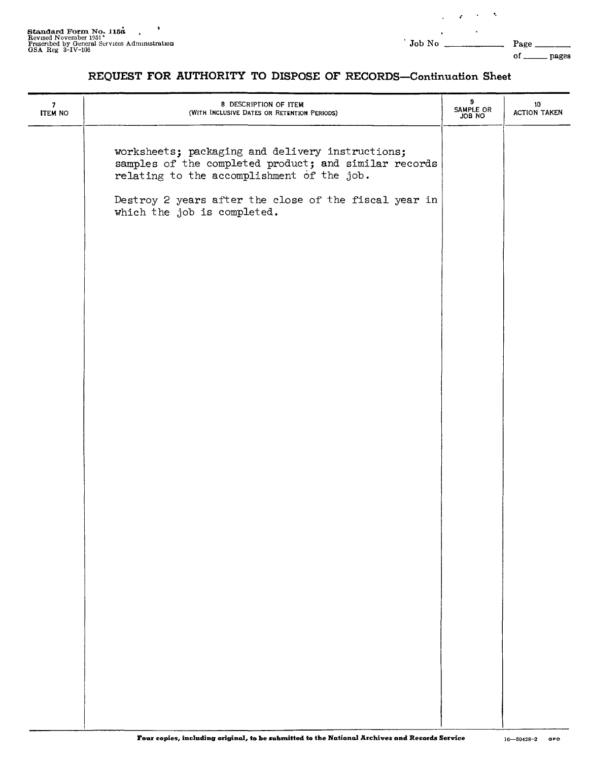Standard Form No. 115a
Revised November 1951
Prescribed by General Services Administration
GSA Reg 3-IV-106

Job No \_\_\_\_\_\_\_\_ Page \_\_\_\_\_\_ of \_\_\_\_\_\_ pages

# REQUEST FOR AUTHORITY TO DISPOSE OF RECORDS—Continuation Sheet

| 7 ITEM NO | 8 DESCRIPTION OF ITEM (WITH INCLUSIVE DATES OR RETENTION PERIODS) | 9 SAMPLE OR JOB NO | 10 ACTION TAKEN |
|---|---|---|---|
| | worksheets; packaging and delivery instructions; samples of the completed product; and similar records relating to the accomplishment of the job.<br><br>Destroy 2 years after the close of the fiscal year in which the job is completed. | | |

**Four copies, including original, to be submitted to the National Archives and Records Service**

16—50428-2 GPO